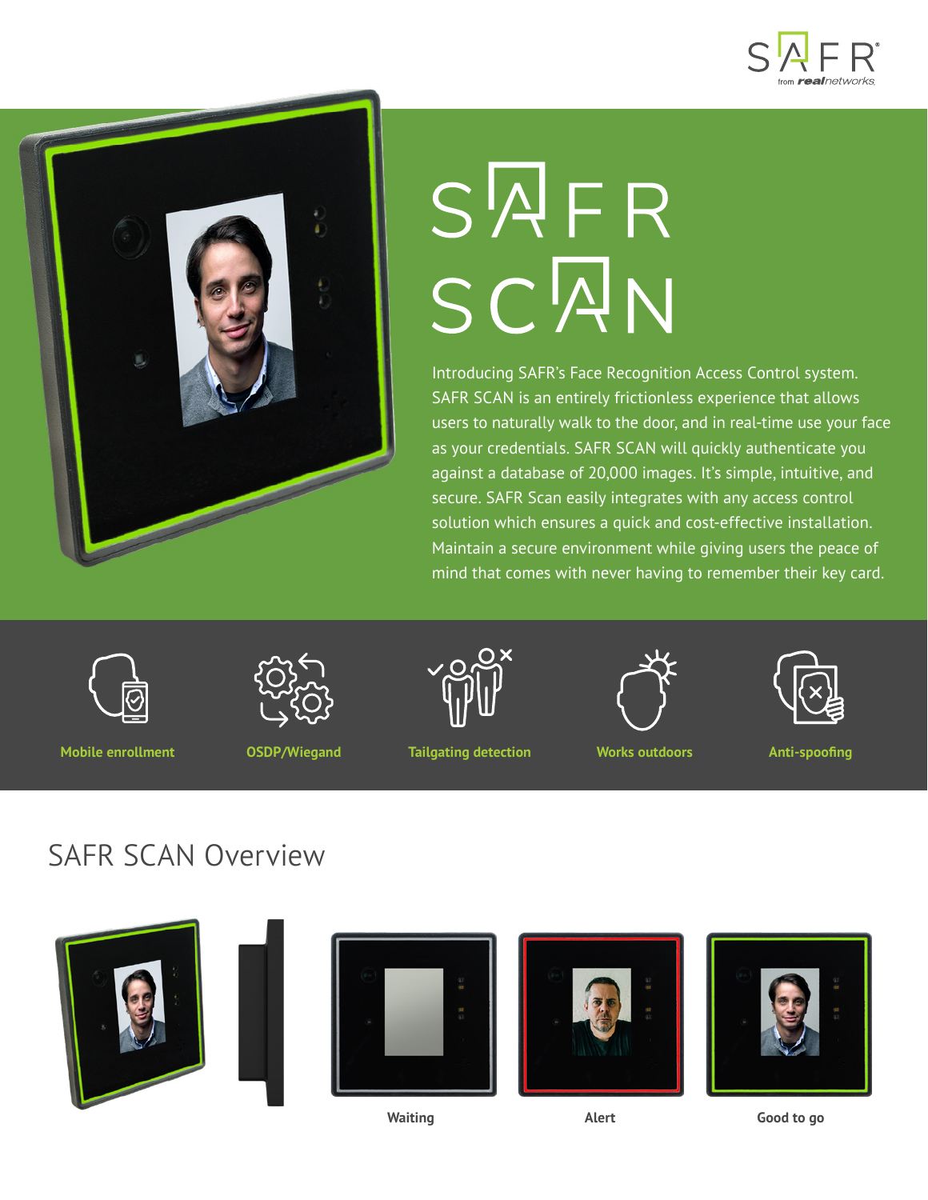# SAFR SCAN

Introducing SAFR's Face Recognition Access Control system. SAFR SCAN is an entirely frictionless experience that allows users to naturally walk to the door, and in real-time use your face as your credentials. SAFR SCAN will quickly authenticate you against a database of 20,000 images. It's simple, intuitive, and secure. SAFR Scan easily integrates with any access control solution which ensures a quick and cost-effective installation. Maintain a secure environment while giving users the peace of mind that comes with never having to remember their key card.

- **Mobile enrollment**
- **OSDP/Wiegand**
- **Tailgating detection**
- **Works outdoors**
- **Anti-spoofing**

## SAFR SCAN Overview

Waiting

Alert

Good to go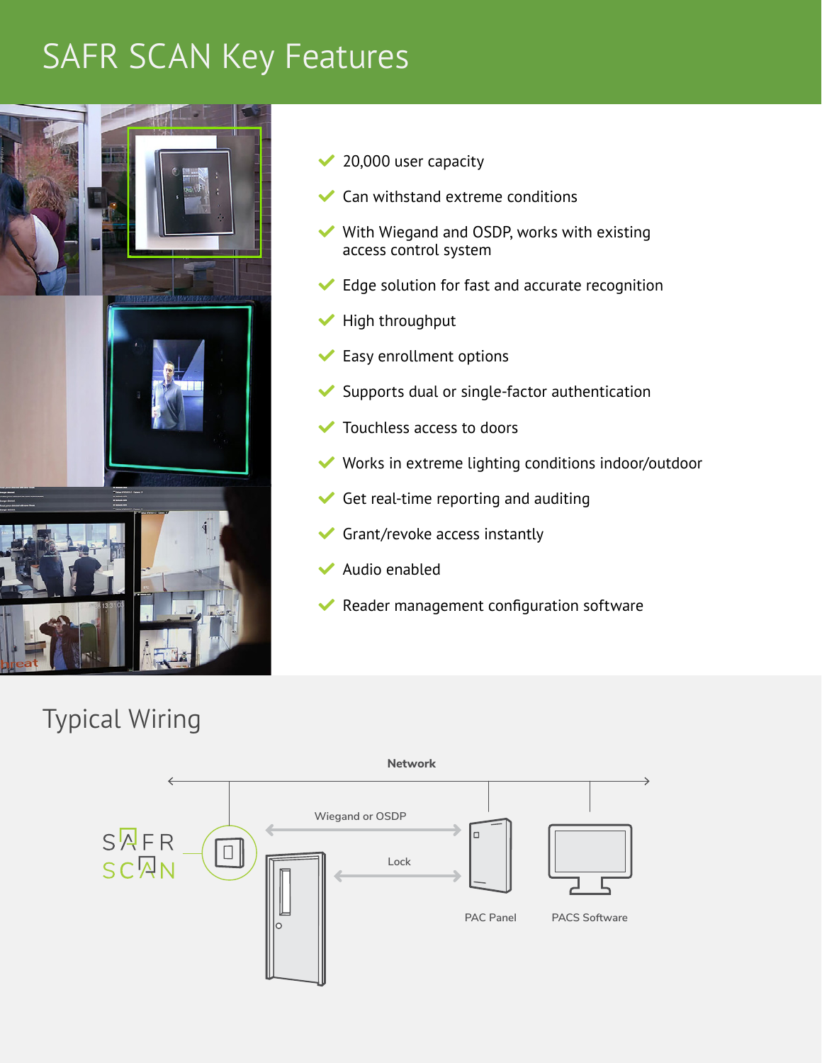# SAFR SCAN Key Features

- 20,000 user capacity
- Can withstand extreme conditions
- With Wiegand and OSDP, works with existing access control system
- Edge solution for fast and accurate recognition
- High throughput
- Easy enrollment options
- Supports dual or single-factor authentication
- Touchless access to doors
- Works in extreme lighting conditions indoor/outdoor
- Get real-time reporting and auditing
- Grant/revoke access instantly
- Audio enabled
- Reader management configuration software

## Typical Wiring

Network

SAFR SCAN

Wiegand or OSDP

Lock

PAC Panel

PACS Software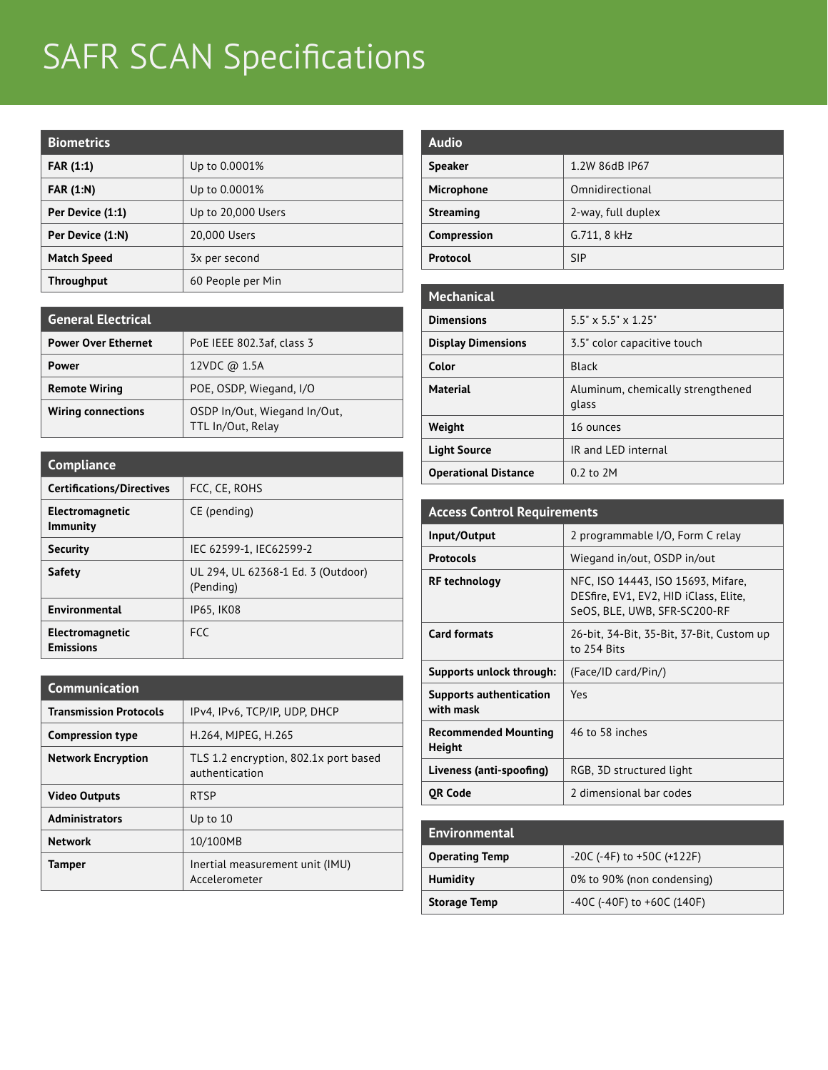# SAFR SCAN Specifications

| Biometrics | |
|---|---|
| **FAR (1:1)** | Up to 0.0001% |
| **FAR (1:N)** | Up to 0.0001% |
| **Per Device (1:1)** | Up to 20,000 Users |
| **Per Device (1:N)** | 20,000 Users |
| **Match Speed** | 3x per second |
| **Throughput** | 60 People per Min |

| General Electrical | |
|---|---|
| **Power Over Ethernet** | PoE IEEE 802.3af, class 3 |
| **Power** | 12VDC @ 1.5A |
| **Remote Wiring** | POE, OSDP, Wiegand, I/O |
| **Wiring connections** | OSDP In/Out, Wiegand In/Out, TTL In/Out, Relay |

| Compliance | |
|---|---|
| **Certifications/Directives** | FCC, CE, ROHS |
| **Electromagnetic Immunity** | CE (pending) |
| **Security** | IEC 62599-1, IEC62599-2 |
| **Safety** | UL 294, UL 62368-1 Ed. 3 (Outdoor) (Pending) |
| **Environmental** | IP65, IK08 |
| **Electromagnetic Emissions** | FCC |

| Communication | |
|---|---|
| **Transmission Protocols** | IPv4, IPv6, TCP/IP, UDP, DHCP |
| **Compression type** | H.264, MJPEG, H.265 |
| **Network Encryption** | TLS 1.2 encryption, 802.1x port based authentication |
| **Video Outputs** | RTSP |
| **Administrators** | Up to 10 |
| **Network** | 10/100MB |
| **Tamper** | Inertial measurement unit (IMU) Accelerometer |

| Audio | |
|---|---|
| **Speaker** | 1.2W 86dB IP67 |
| **Microphone** | Omnidirectional |
| **Streaming** | 2-way, full duplex |
| **Compression** | G.711, 8 kHz |
| **Protocol** | SIP |

| Mechanical | |
|---|---|
| **Dimensions** | 5.5" x 5.5" x 1.25" |
| **Display Dimensions** | 3.5" color capacitive touch |
| **Color** | Black |
| **Material** | Aluminum, chemically strengthened glass |
| **Weight** | 16 ounces |
| **Light Source** | IR and LED internal |
| **Operational Distance** | 0.2 to 2M |

| Access Control Requirements | |
|---|---|
| **Input/Output** | 2 programmable I/O, Form C relay |
| **Protocols** | Wiegand in/out, OSDP in/out |
| **RF technology** | NFC, ISO 14443, ISO 15693, Mifare, DESfire, EV1, EV2, HID iClass, Elite, SeOS, BLE, UWB, SFR-SC200-RF |
| **Card formats** | 26-bit, 34-Bit, 35-Bit, 37-Bit, Custom up to 254 Bits |
| **Supports unlock through:** | (Face/ID card/Pin/) |
| **Supports authentication with mask** | Yes |
| **Recommended Mounting Height** | 46 to 58 inches |
| **Liveness (anti-spoofing)** | RGB, 3D structured light |
| **QR Code** | 2 dimensional bar codes |

| Environmental | |
|---|---|
| **Operating Temp** | -20C (-4F) to +50C (+122F) |
| **Humidity** | 0% to 90% (non condensing) |
| **Storage Temp** | -40C (-40F) to +60C (140F) |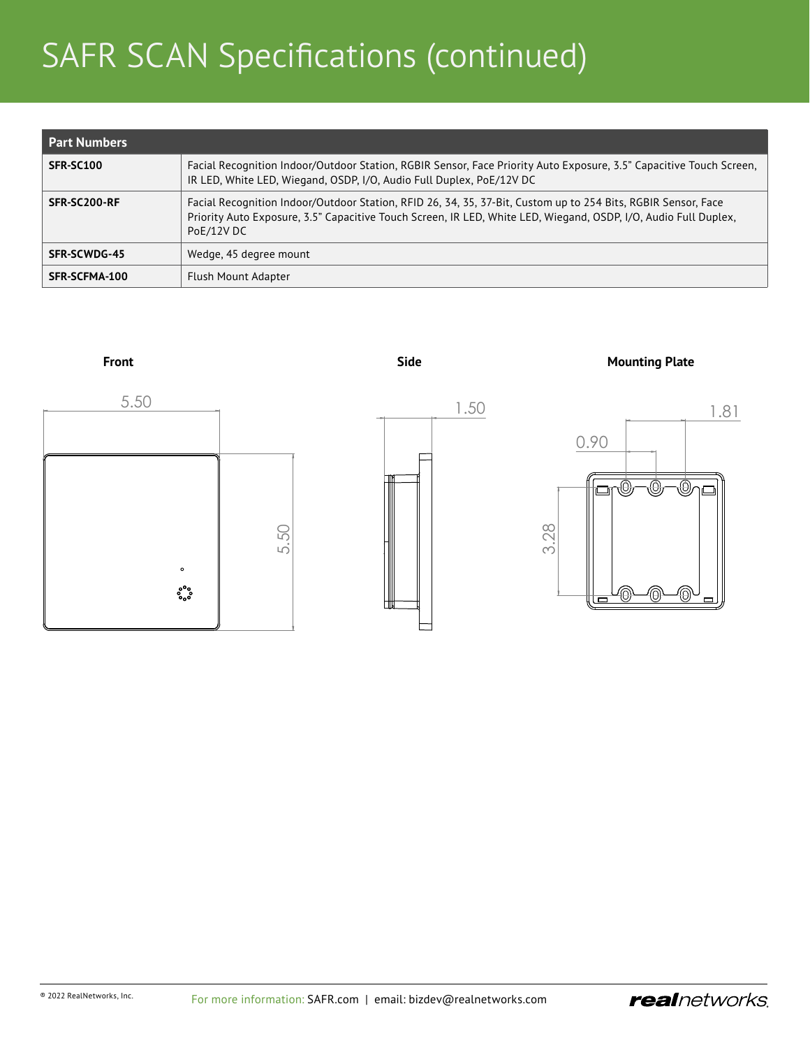# SAFR SCAN Specifications (continued)

| Part Numbers | |
|---|---|
| **SFR-SC100** | Facial Recognition Indoor/Outdoor Station, RGBIR Sensor, Face Priority Auto Exposure, 3.5" Capacitive Touch Screen, IR LED, White LED, Wiegand, OSDP, I/O, Audio Full Duplex, PoE/12V DC |
| **SFR-SC200-RF** | Facial Recognition Indoor/Outdoor Station, RFID 26, 34, 35, 37-Bit, Custom up to 254 Bits, RGBIR Sensor, Face Priority Auto Exposure, 3.5" Capacitive Touch Screen, IR LED, White LED, Wiegand, OSDP, I/O, Audio Full Duplex, PoE/12V DC |
| **SFR-SCWDG-45** | Wedge, 45 degree mount |
| **SFR-SCFMA-100** | Flush Mount Adapter |

**Front**

5.50

5.50

**Side**

1.50

**Mounting Plate**

1.81

0.90

3.28

© 2022 RealNetworks, Inc.

For more information: SAFR.com | email: bizdev@realnetworks.com